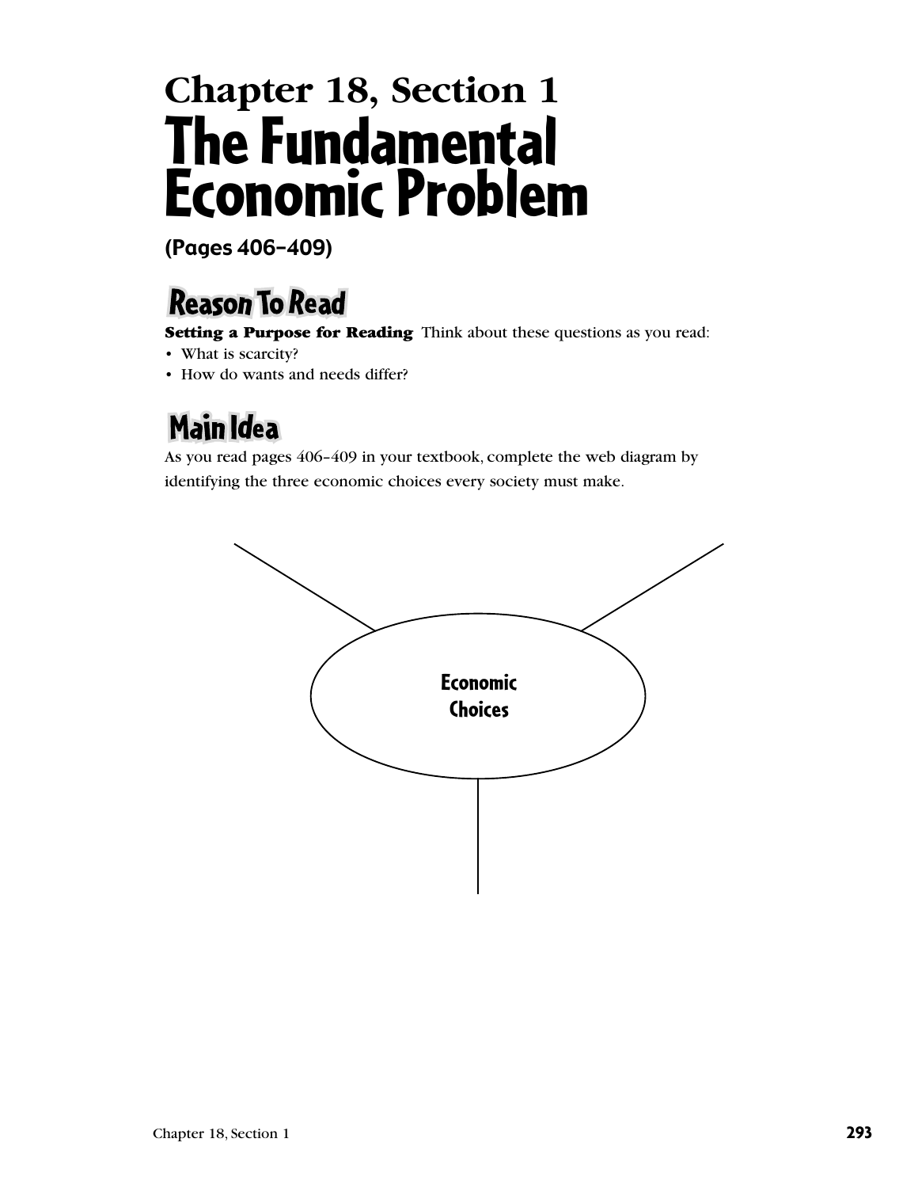# Chapter 18, Section 1
# The Fundamental Economic Problem

**(Pages 406–409)**

## Reason To Read

**Setting a Purpose for Reading** Think about these questions as you read:

- What is scarcity?
- How do wants and needs differ?

## Main Idea

As you read pages 406–409 in your textbook, complete the web diagram by identifying the three economic choices every society must make.

Economic Choices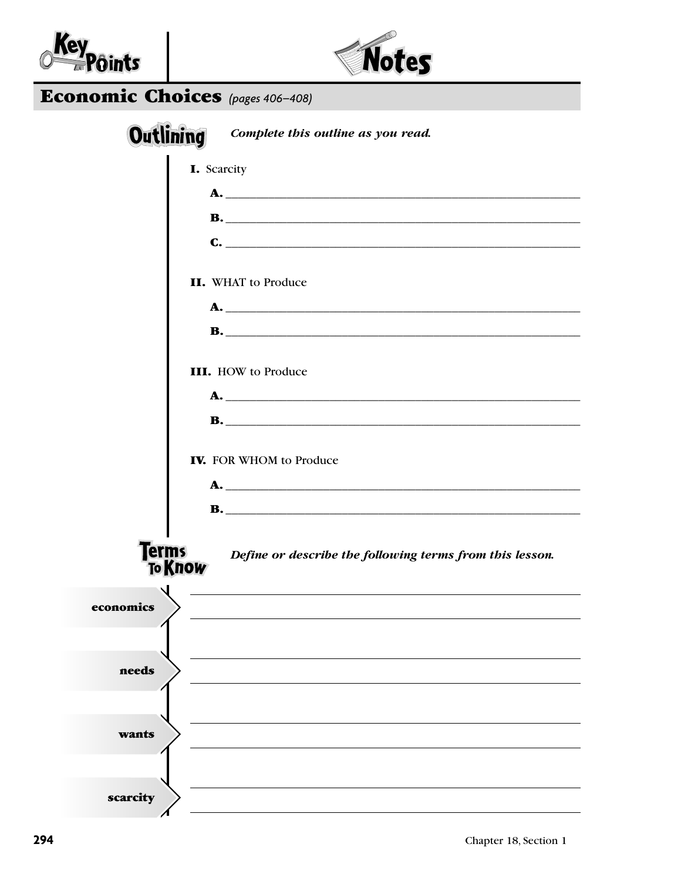# Key Points / Notes

## Economic Choices *(pages 406–408)*

**Outlining** — *Complete this outline as you read.*

**I.** Scarcity

**A.** ______________________________

**B.** ______________________________

**C.** ______________________________

**II.** WHAT to Produce

**A.** ______________________________

**B.** ______________________________

**III.** HOW to Produce

**A.** ______________________________

**B.** ______________________________

**IV.** FOR WHOM to Produce

**A.** ______________________________

**B.** ______________________________

**Terms To Know** — *Define or describe the following terms from this lesson.*

**economics**

______________________________

______________________________

**needs**

______________________________

______________________________

**wants**

______________________________

______________________________

**scarcity**

______________________________

______________________________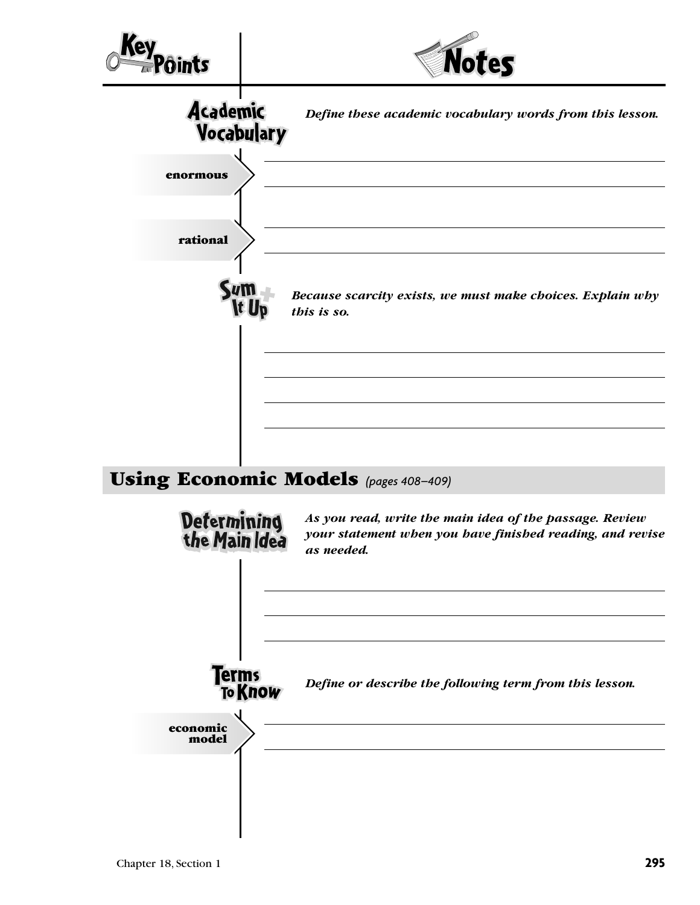**Key Points** | **Notes**

### Academic Vocabulary

*Define these academic vocabulary words from this lesson.*

**enormous**

**rational**

### Sum It Up

*Because scarcity exists, we must make choices. Explain why this is so.*

## Using Economic Models *(pages 408–409)*

### Determining the Main Idea

*As you read, write the main idea of the passage. Review your statement when you have finished reading, and revise as needed.*

### Terms To Know

*Define or describe the following term from this lesson.*

**economic model**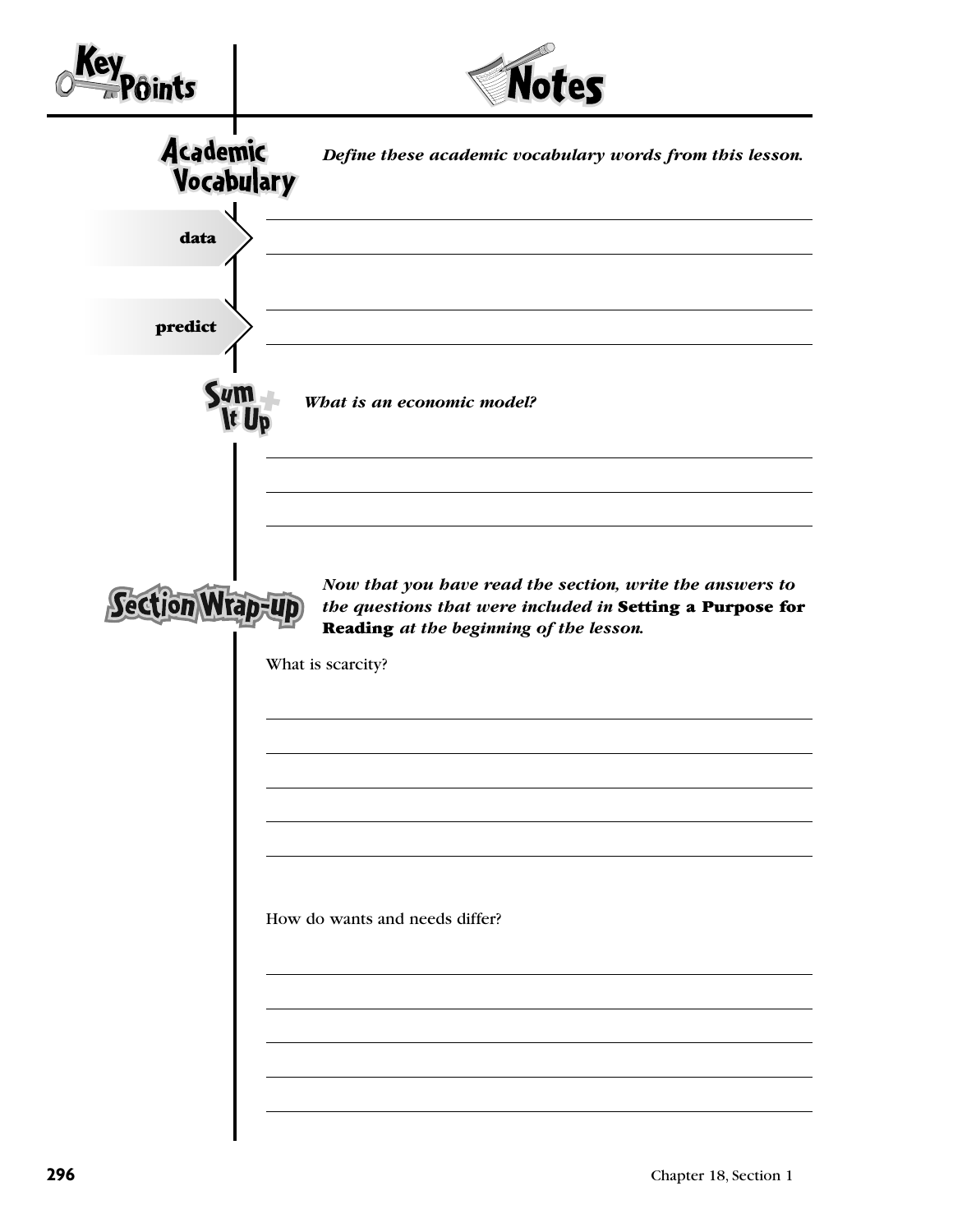## Key Points

## Notes

### Academic Vocabulary

***Define these academic vocabulary words from this lesson.***

**data**

______________________________________________

______________________________________________

**predict**

______________________________________________

______________________________________________

### Sum It Up

***What is an economic model?***

______________________________________________

______________________________________________

______________________________________________

### Section Wrap-up

***Now that you have read the section, write the answers to the questions that were included in* Setting a Purpose for Reading *at the beginning of the lesson.***

What is scarcity?

______________________________________________

______________________________________________

______________________________________________

______________________________________________

______________________________________________

How do wants and needs differ?

______________________________________________

______________________________________________

______________________________________________

______________________________________________

______________________________________________